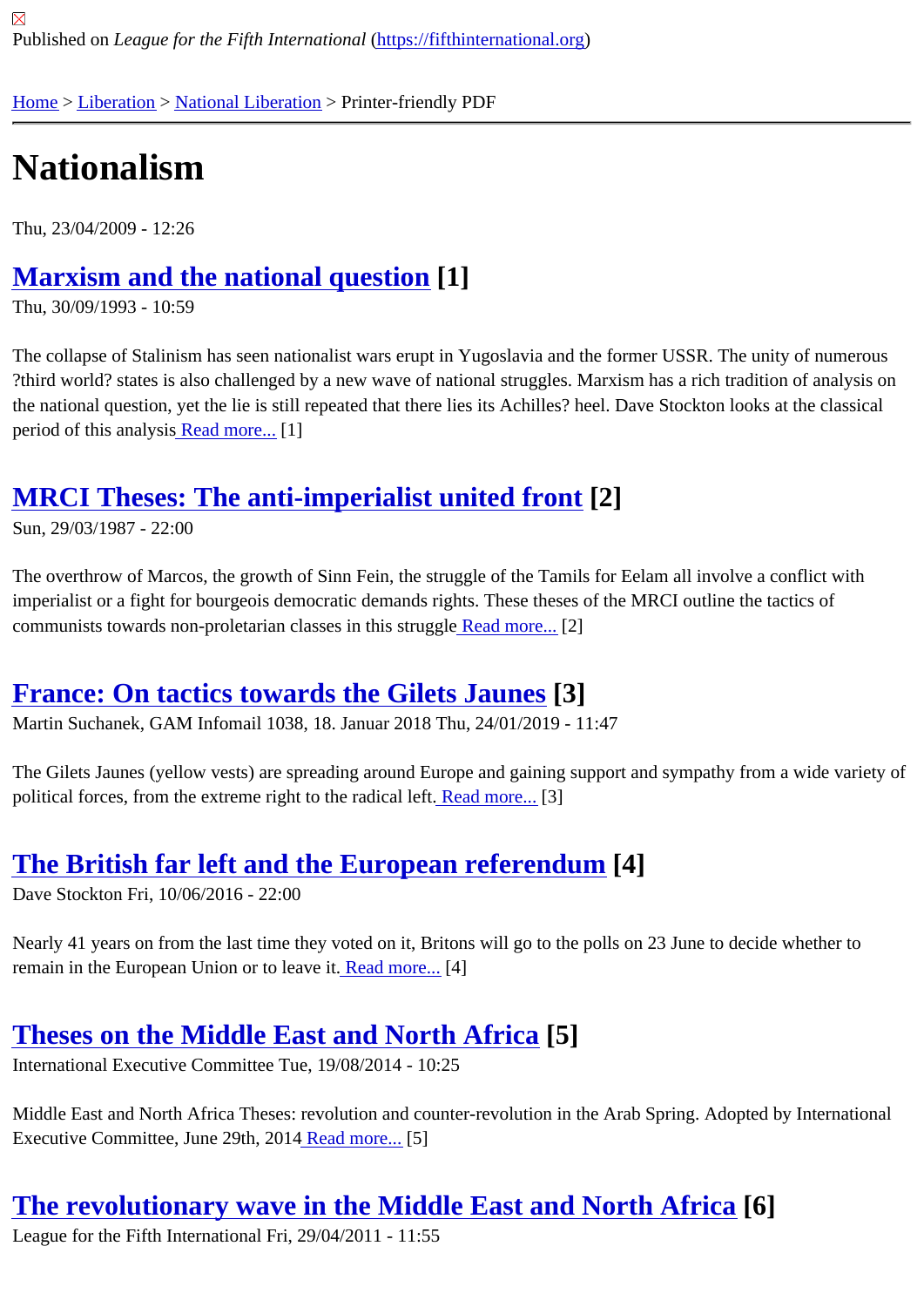Published on *League for the Fifth International* (https://fifthinternational.org)

Home > Liberation > National Liberation > Printer-friendly PDF

# Nationalism

Thu, 23/04/2009 - 12:26

## Marxism and the national question [1]

Thu, 30/09/1993 - 10:59

The collapse of Stalinism has seen nationalist wars erupt in Yugoslavia and the former USSR. The unity of numerous ?third world? states is also challenged by a new wave of national struggles. Marxism has a rich tradition of analysis on the national question, yet the lie is still repeated that there lies its Achilles? heel. Dave Stockton looks at the classical period of this analysis Read more... [1]

## MRCI Theses: The anti-imperialist united front [2]

Sun, 29/03/1987 - 22:00

The overthrow of Marcos, the growth of Sinn Fein, the struggle of the Tamils for Eelam all involve a conflict with imperialist or a fight for bourgeois democratic demands rights. These theses of the MRCI outline the tactics of communists towards non-proletarian classes in this struggle Read more... [2]

## France: On tactics towards the Gilets Jaunes [3]

Martin Suchanek, GAM Infomail 1038, 18. Januar 2018 Thu, 24/01/2019 - 11:47

The Gilets Jaunes (yellow vests) are spreading around Europe and gaining support and sympathy from a wide variety of political forces, from the extreme right to the radical left. Read more... [3]

## The British far left and the European referendum [4]

Dave Stockton Fri, 10/06/2016 - 22:00

Nearly 41 years on from the last time they voted on it, Britons will go to the polls on 23 June to decide whether to remain in the European Union or to leave it. Read more... [4]

## Theses on the Middle East and North Africa [5]

International Executive Committee Tue, 19/08/2014 - 10:25

Middle East and North Africa Theses: revolution and counter-revolution in the Arab Spring. Adopted by International Executive Committee, June 29th, 2014 Read more... [5]

## The revolutionary wave in the Middle East and North Africa [6]

League for the Fifth International Fri, 29/04/2011 - 11:55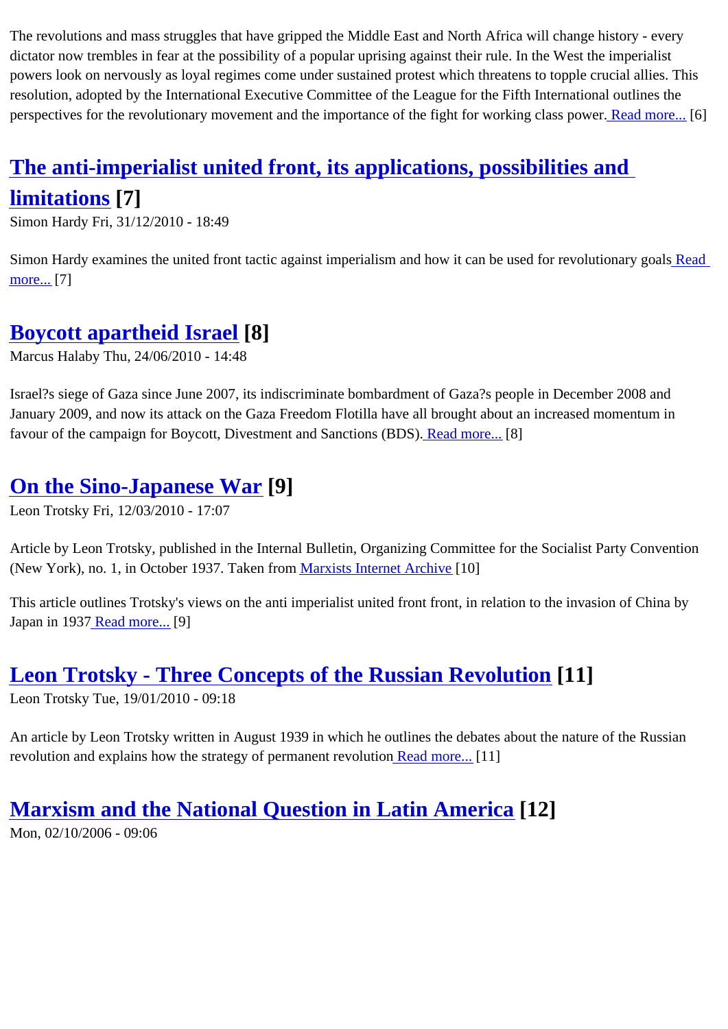The revolutions and mass struggles that have gripped the Middle East and North Africa will change history - every dictator now trembles in fear at the possibility of a popular uprising against their rule. In the West the imperialist powers look on nervously as loyal regimes come under sustained protest which threatens to topple crucial allies. This resolution, adopted by the International Executive Committee of the League for the Fifth International outlines the perspectives for the revolutionary movement and the importance of the fight for working class power. Read more... [6]

## The anti-imperialist united front, its applications, possibilities and limitations [7]

Simon Hardy Fri, 31/12/2010 - 18:49

Simon Hardy examines the united front tactic against imperialism and how it can be used for revolutionary goals Read more... [7]

## Boycott apartheid Israel [8]

Marcus Halaby Thu, 24/06/2010 - 14:48

Israel?s siege of Gaza since June 2007, its indiscriminate bombardment of Gaza?s people in December 2008 and January 2009, and now its attack on the Gaza Freedom Flotilla have all brought about an increased momentum in favour of the campaign for Boycott, Divestment and Sanctions (BDS). Read more... [8]

## On the Sino-Japanese War [9]

Leon Trotsky Fri, 12/03/2010 - 17:07

Article by Leon Trotsky, published in the Internal Bulletin, Organizing Committee for the Socialist Party Convention (New York), no. 1, in October 1937. Taken from Marxists Internet Archive [10]

This article outlines Trotsky's views on the anti imperialist united front front, in relation to the invasion of China by Japan in 1937 Read more... [9]

## Leon Trotsky - Three Concepts of the Russian Revolution [11]

Leon Trotsky Tue, 19/01/2010 - 09:18

An article by Leon Trotsky written in August 1939 in which he outlines the debates about the nature of the Russian revolution and explains how the strategy of permanent revolution Read more... [11]

## Marxism and the National Question in Latin America [12]

Mon, 02/10/2006 - 09:06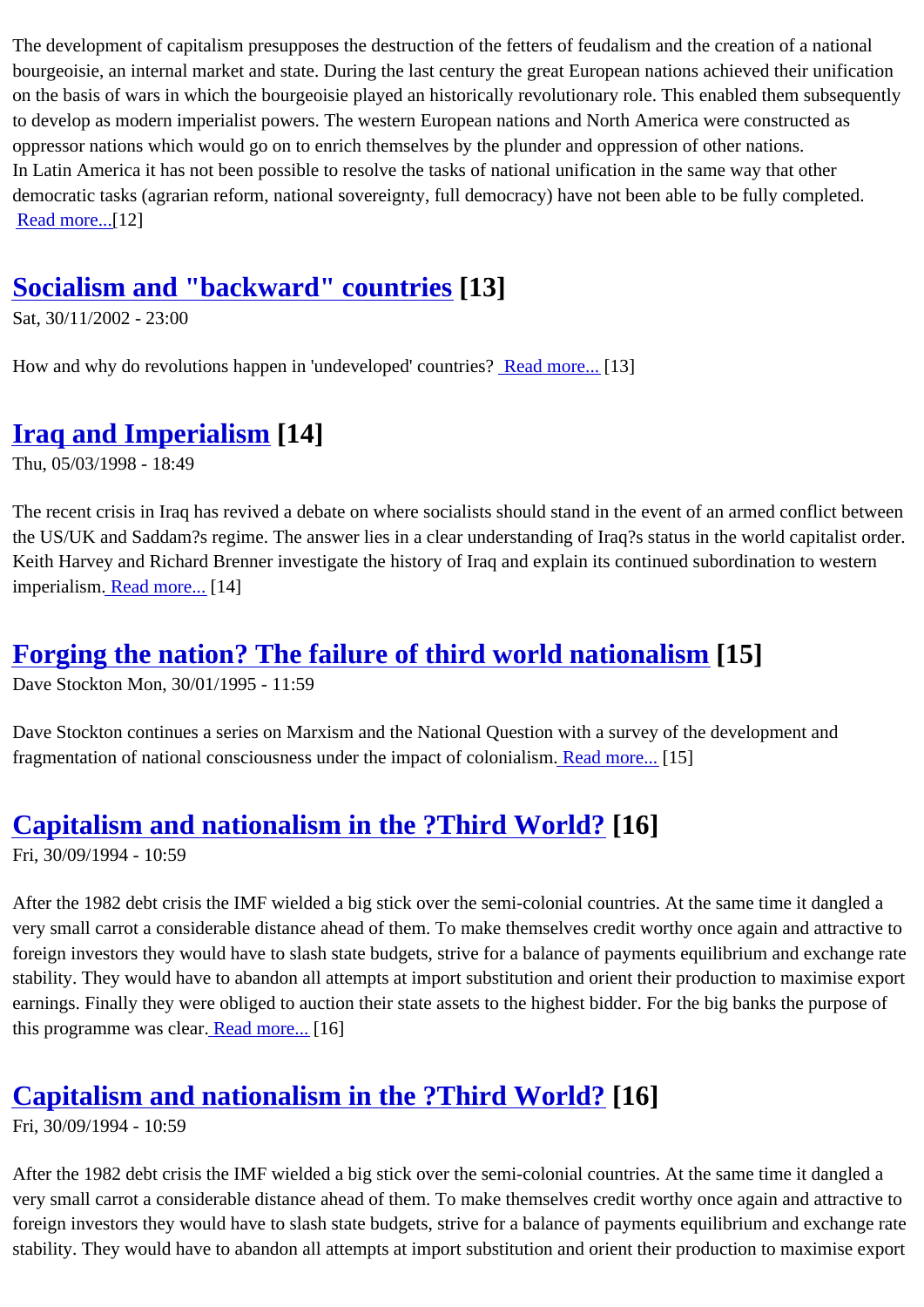The development of capitalism presupposes the destruction of the fetters of feudalism and the creation of a national bourgeoisie, an internal market and state. During the last century the great European nations achieved their unification on the basis of wars in which the bourgeoisie played an historically revolutionary role. This enabled them subsequently to develop as modern imperialist powers. The western European nations and North America were constructed as oppressor nations which would go on to enrich themselves by the plunder and oppression of other nations.
In Latin America it has not been possible to resolve the tasks of national unification in the same way that other democratic tasks (agrarian reform, national sovereignty, full democracy) have not been able to be fully completed. Read more...[12]

## Socialism and "backward" countries [13]

Sat, 30/11/2002 - 23:00

How and why do revolutions happen in 'undeveloped' countries? Read more... [13]

## Iraq and Imperialism [14]

Thu, 05/03/1998 - 18:49

The recent crisis in Iraq has revived a debate on where socialists should stand in the event of an armed conflict between the US/UK and Saddam?s regime. The answer lies in a clear understanding of Iraq?s status in the world capitalist order. Keith Harvey and Richard Brenner investigate the history of Iraq and explain its continued subordination to western imperialism. Read more... [14]

## Forging the nation? The failure of third world nationalism [15]

Dave Stockton Mon, 30/01/1995 - 11:59

Dave Stockton continues a series on Marxism and the National Question with a survey of the development and fragmentation of national consciousness under the impact of colonialism. Read more... [15]

## Capitalism and nationalism in the ?Third World? [16]

Fri, 30/09/1994 - 10:59

After the 1982 debt crisis the IMF wielded a big stick over the semi-colonial countries. At the same time it dangled a very small carrot a considerable distance ahead of them. To make themselves credit worthy once again and attractive to foreign investors they would have to slash state budgets, strive for a balance of payments equilibrium and exchange rate stability. They would have to abandon all attempts at import substitution and orient their production to maximise export earnings. Finally they were obliged to auction their state assets to the highest bidder. For the big banks the purpose of this programme was clear. Read more... [16]

## Capitalism and nationalism in the ?Third World? [16]

Fri, 30/09/1994 - 10:59

After the 1982 debt crisis the IMF wielded a big stick over the semi-colonial countries. At the same time it dangled a very small carrot a considerable distance ahead of them. To make themselves credit worthy once again and attractive to foreign investors they would have to slash state budgets, strive for a balance of payments equilibrium and exchange rate stability. They would have to abandon all attempts at import substitution and orient their production to maximise export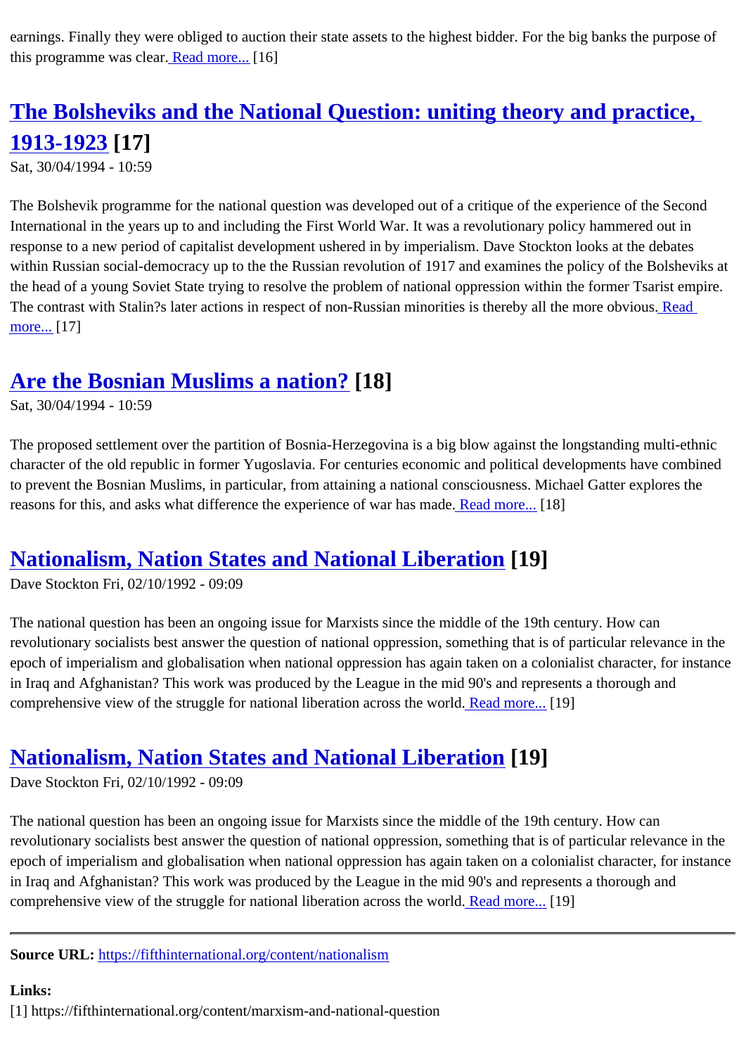earnings. Finally they were obliged to auction their state assets to the highest bidder. For the big banks the purpose of this programme was clear. Read more... [16]

## The Bolsheviks and the National Question: uniting theory and practice, 1913-1923 [17]

Sat, 30/04/1994 - 10:59

The Bolshevik programme for the national question was developed out of a critique of the experience of the Second International in the years up to and including the First World War. It was a revolutionary policy hammered out in response to a new period of capitalist development ushered in by imperialism. Dave Stockton looks at the debates within Russian social-democracy up to the the Russian revolution of 1917 and examines the policy of the Bolsheviks at the head of a young Soviet State trying to resolve the problem of national oppression within the former Tsarist empire. The contrast with Stalin?s later actions in respect of non-Russian minorities is thereby all the more obvious. Read more... [17]

## Are the Bosnian Muslims a nation? [18]

Sat, 30/04/1994 - 10:59

The proposed settlement over the partition of Bosnia-Herzegovina is a big blow against the longstanding multi-ethnic character of the old republic in former Yugoslavia. For centuries economic and political developments have combined to prevent the Bosnian Muslims, in particular, from attaining a national consciousness. Michael Gatter explores the reasons for this, and asks what difference the experience of war has made. Read more... [18]

## Nationalism, Nation States and National Liberation [19]

Dave Stockton Fri, 02/10/1992 - 09:09

The national question has been an ongoing issue for Marxists since the middle of the 19th century. How can revolutionary socialists best answer the question of national oppression, something that is of particular relevance in the epoch of imperialism and globalisation when national oppression has again taken on a colonialist character, for instance in Iraq and Afghanistan? This work was produced by the League in the mid 90's and represents a thorough and comprehensive view of the struggle for national liberation across the world. Read more... [19]

## Nationalism, Nation States and National Liberation [19]

Dave Stockton Fri, 02/10/1992 - 09:09

The national question has been an ongoing issue for Marxists since the middle of the 19th century. How can revolutionary socialists best answer the question of national oppression, something that is of particular relevance in the epoch of imperialism and globalisation when national oppression has again taken on a colonialist character, for instance in Iraq and Afghanistan? This work was produced by the League in the mid 90's and represents a thorough and comprehensive view of the struggle for national liberation across the world. Read more... [19]

---

**Source URL:** https://fifthinternational.org/content/nationalism

**Links:**

[1] https://fifthinternational.org/content/marxism-and-national-question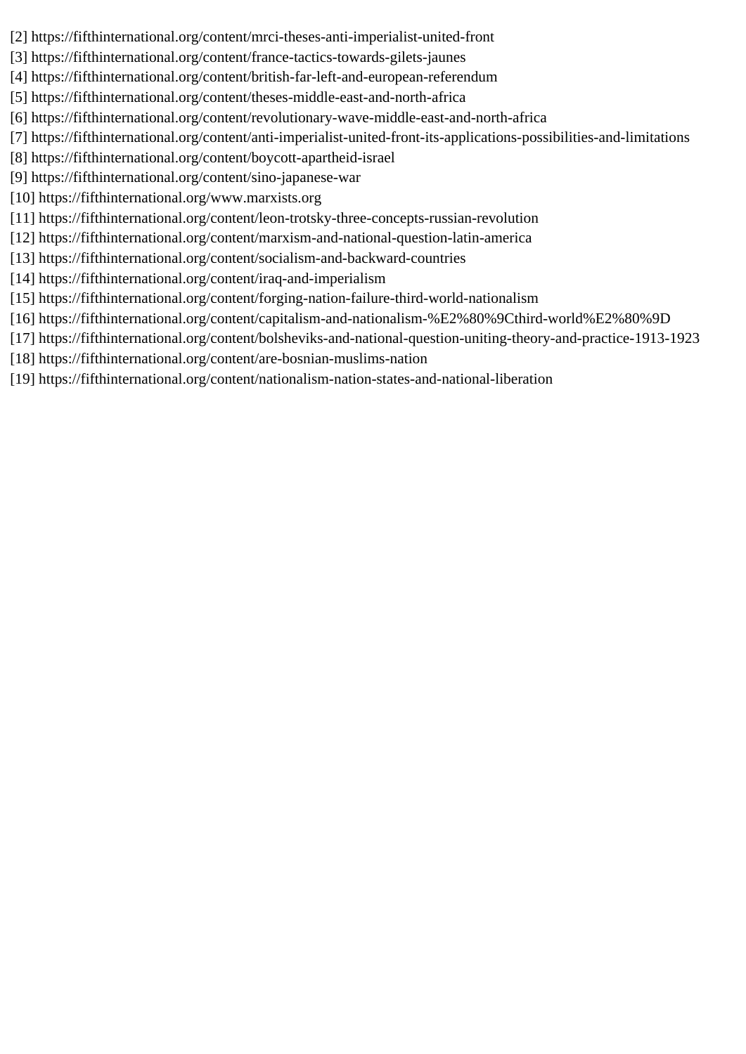[2] https://fifthinternational.org/content/mrci-theses-anti-imperialist-united-front
[3] https://fifthinternational.org/content/france-tactics-towards-gilets-jaunes
[4] https://fifthinternational.org/content/british-far-left-and-european-referendum
[5] https://fifthinternational.org/content/theses-middle-east-and-north-africa
[6] https://fifthinternational.org/content/revolutionary-wave-middle-east-and-north-africa
[7] https://fifthinternational.org/content/anti-imperialist-united-front-its-applications-possibilities-and-limitations
[8] https://fifthinternational.org/content/boycott-apartheid-israel
[9] https://fifthinternational.org/content/sino-japanese-war
[10] https://fifthinternational.org/www.marxists.org
[11] https://fifthinternational.org/content/leon-trotsky-three-concepts-russian-revolution
[12] https://fifthinternational.org/content/marxism-and-national-question-latin-america
[13] https://fifthinternational.org/content/socialism-and-backward-countries
[14] https://fifthinternational.org/content/iraq-and-imperialism
[15] https://fifthinternational.org/content/forging-nation-failure-third-world-nationalism
[16] https://fifthinternational.org/content/capitalism-and-nationalism-%E2%80%9Cthird-world%E2%80%9D
[17] https://fifthinternational.org/content/bolsheviks-and-national-question-uniting-theory-and-practice-1913-1923
[18] https://fifthinternational.org/content/are-bosnian-muslims-nation
[19] https://fifthinternational.org/content/nationalism-nation-states-and-national-liberation